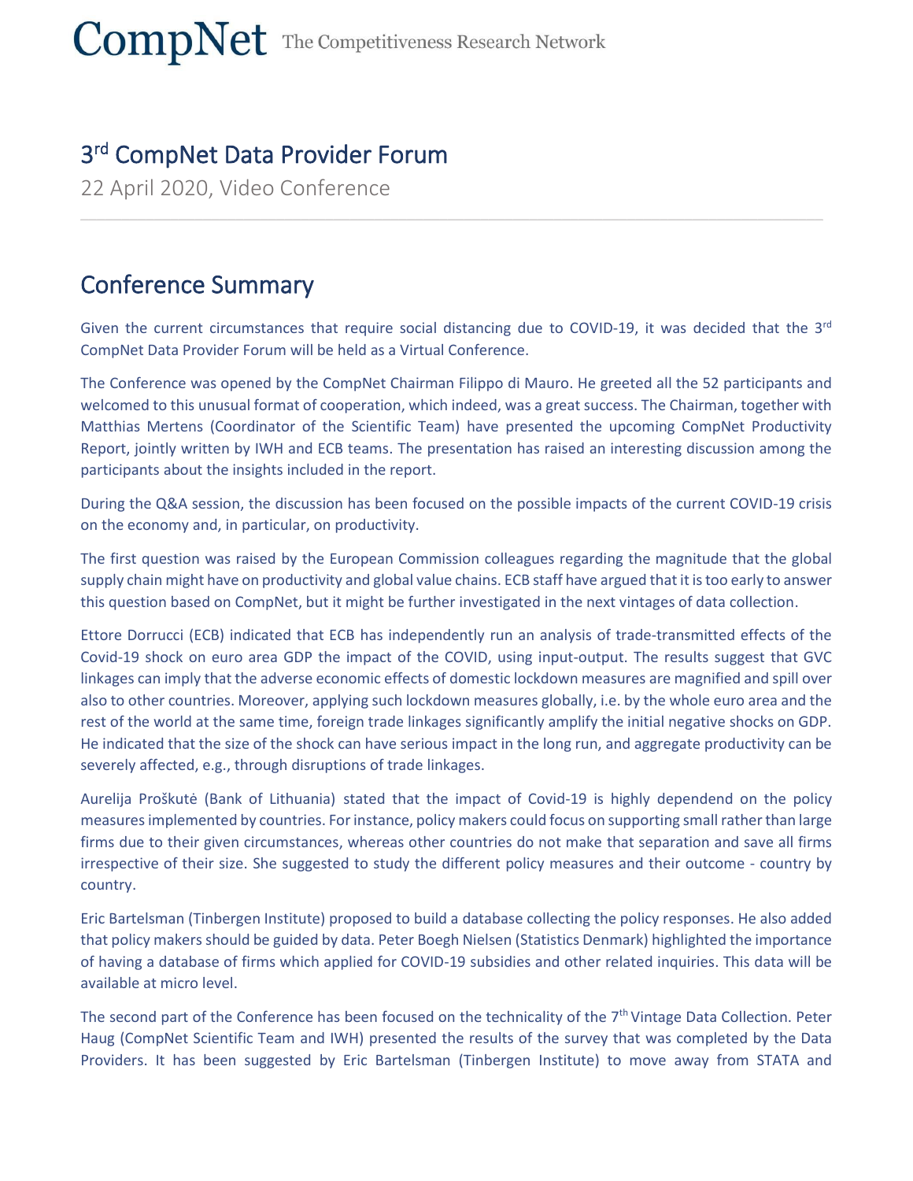# CompNet The Competitiveness Research Network

## 3rd CompNet Data Provider Forum

22 April 2020, Video Conference

## Conference Summary

Given the current circumstances that require social distancing due to COVID-19, it was decided that the 3rd CompNet Data Provider Forum will be held as a Virtual Conference.

The Conference was opened by the CompNet Chairman Filippo di Mauro. He greeted all the 52 participants and welcomed to this unusual format of cooperation, which indeed, was a great success. The Chairman, together with Matthias Mertens (Coordinator of the Scientific Team) have presented the upcoming CompNet Productivity Report, jointly written by IWH and ECB teams. The presentation has raised an interesting discussion among the participants about the insights included in the report.

During the Q&A session, the discussion has been focused on the possible impacts of the current COVID-19 crisis on the economy and, in particular, on productivity.

The first question was raised by the European Commission colleagues regarding the magnitude that the global supply chain might have on productivity and global value chains. ECB staff have argued that it is too early to answer this question based on CompNet, but it might be further investigated in the next vintages of data collection.

Ettore Dorrucci (ECB) indicated that ECB has independently run an analysis of trade-transmitted effects of the Covid-19 shock on euro area GDP the impact of the COVID, using input-output. The results suggest that GVC linkages can imply that the adverse economic effects of domestic lockdown measures are magnified and spill over also to other countries. Moreover, applying such lockdown measures globally, i.e. by the whole euro area and the rest of the world at the same time, foreign trade linkages significantly amplify the initial negative shocks on GDP. He indicated that the size of the shock can have serious impact in the long run, and aggregate productivity can be severely affected, e.g., through disruptions of trade linkages.

Aurelija Proškutė (Bank of Lithuania) stated that the impact of Covid-19 is highly dependend on the policy measures implemented by countries. For instance, policy makers could focus on supporting small rather than large firms due to their given circumstances, whereas other countries do not make that separation and save all firms irrespective of their size. She suggested to study the different policy measures and their outcome - country by country.

Eric Bartelsman (Tinbergen Institute) proposed to build a database collecting the policy responses. He also added that policy makers should be guided by data. Peter Boegh Nielsen (Statistics Denmark) highlighted the importance of having a database of firms which applied for COVID-19 subsidies and other related inquiries. This data will be available at micro level.

The second part of the Conference has been focused on the technicality of the 7th Vintage Data Collection. Peter Haug (CompNet Scientific Team and IWH) presented the results of the survey that was completed by the Data Providers. It has been suggested by Eric Bartelsman (Tinbergen Institute) to move away from STATA and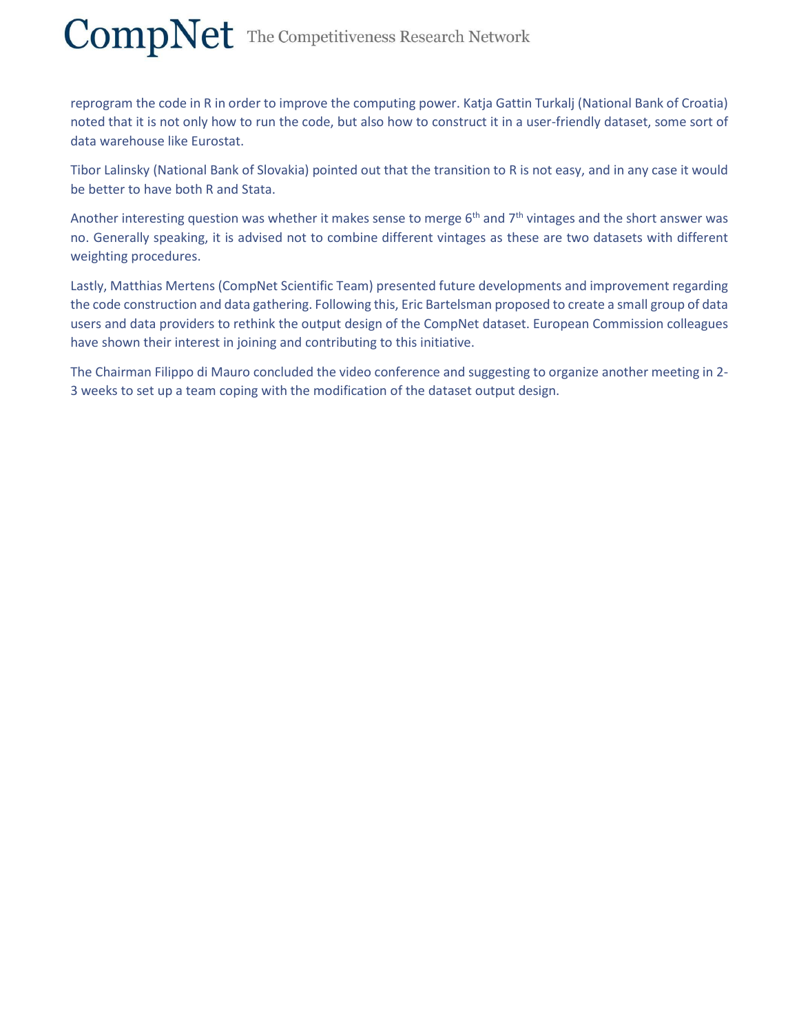reprogram the code in R in order to improve the computing power. Katja Gattin Turkalj (National Bank of Croatia) noted that it is not only how to run the code, but also how to construct it in a user-friendly dataset, some sort of data warehouse like Eurostat.

Tibor Lalinsky (National Bank of Slovakia) pointed out that the transition to R is not easy, and in any case it would be better to have both R and Stata.

Another interesting question was whether it makes sense to merge 6th and 7th vintages and the short answer was no. Generally speaking, it is advised not to combine different vintages as these are two datasets with different weighting procedures.

Lastly, Matthias Mertens (CompNet Scientific Team) presented future developments and improvement regarding the code construction and data gathering. Following this, Eric Bartelsman proposed to create a small group of data users and data providers to rethink the output design of the CompNet dataset. European Commission colleagues have shown their interest in joining and contributing to this initiative.

The Chairman Filippo di Mauro concluded the video conference and suggesting to organize another meeting in 2-3 weeks to set up a team coping with the modification of the dataset output design.